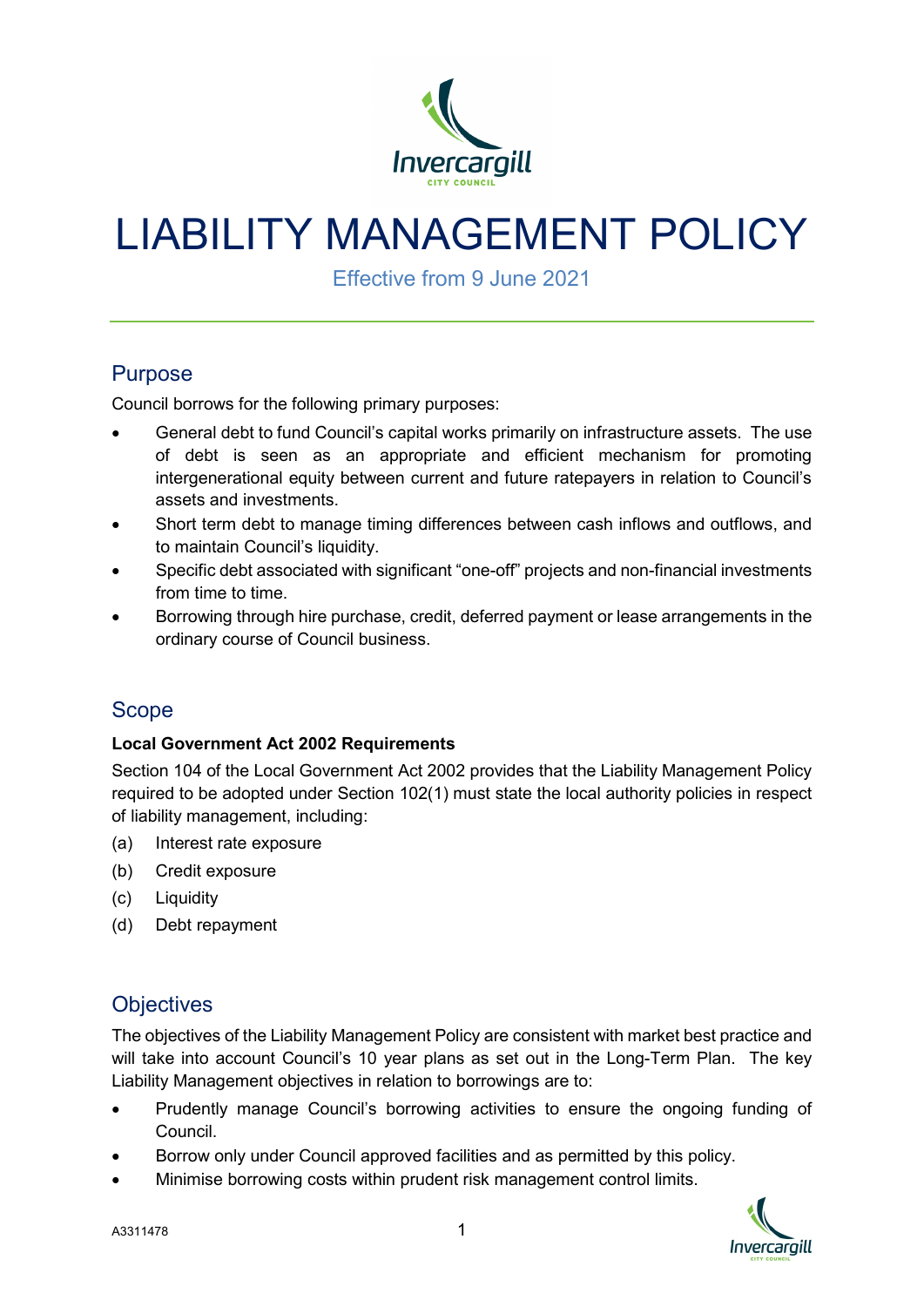# LIABILITY MANAGEMENT POLICY

Effective from 9 June 2021

## Purpose

Council borrows for the following primary purposes:

- General debt to fund Council's capital works primarily on infrastructure assets. The use of debt is seen as an appropriate and efficient mechanism for promoting intergenerational equity between current and future ratepayers in relation to Council's assets and investments.
- Short term debt to manage timing differences between cash inflows and outflows, and to maintain Council's liquidity.
- Specific debt associated with significant "one-off" projects and non-financial investments from time to time.
- Borrowing through hire purchase, credit, deferred payment or lease arrangements in the ordinary course of Council business.

## Scope

**Local Government Act 2002 Requirements**

Section 104 of the Local Government Act 2002 provides that the Liability Management Policy required to be adopted under Section 102(1) must state the local authority policies in respect of liability management, including:

(a) Interest rate exposure

(b) Credit exposure

(c) Liquidity

(d) Debt repayment

## Objectives

The objectives of the Liability Management Policy are consistent with market best practice and will take into account Council's 10 year plans as set out in the Long-Term Plan. The key Liability Management objectives in relation to borrowings are to:

- Prudently manage Council's borrowing activities to ensure the ongoing funding of Council.
- Borrow only under Council approved facilities and as permitted by this policy.
- Minimise borrowing costs within prudent risk management control limits.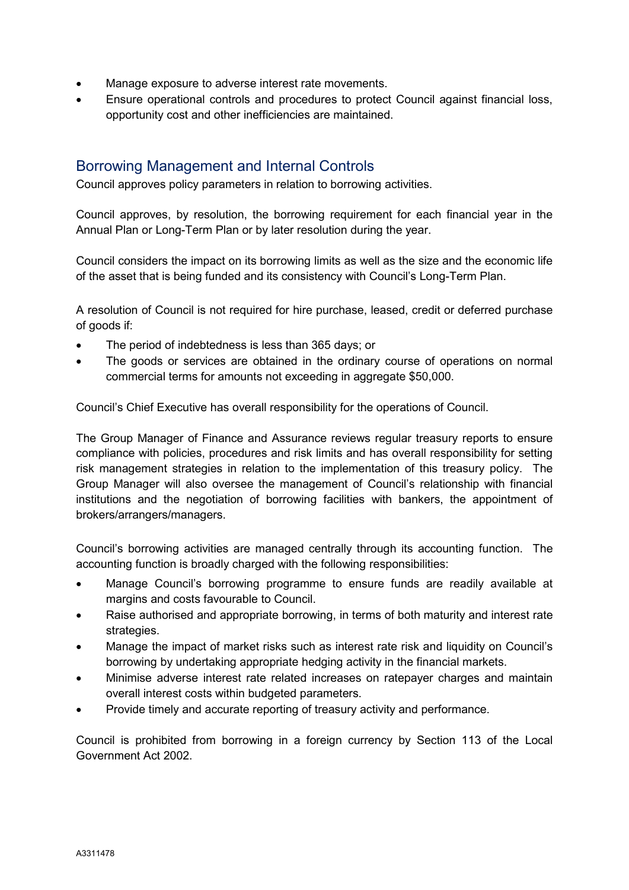- Manage exposure to adverse interest rate movements.
- Ensure operational controls and procedures to protect Council against financial loss, opportunity cost and other inefficiencies are maintained.

## Borrowing Management and Internal Controls

Council approves policy parameters in relation to borrowing activities.

Council approves, by resolution, the borrowing requirement for each financial year in the Annual Plan or Long-Term Plan or by later resolution during the year.

Council considers the impact on its borrowing limits as well as the size and the economic life of the asset that is being funded and its consistency with Council's Long-Term Plan.

A resolution of Council is not required for hire purchase, leased, credit or deferred purchase of goods if:

- The period of indebtedness is less than 365 days; or
- The goods or services are obtained in the ordinary course of operations on normal commercial terms for amounts not exceeding in aggregate $50,000.

Council's Chief Executive has overall responsibility for the operations of Council.

The Group Manager of Finance and Assurance reviews regular treasury reports to ensure compliance with policies, procedures and risk limits and has overall responsibility for setting risk management strategies in relation to the implementation of this treasury policy. The Group Manager will also oversee the management of Council's relationship with financial institutions and the negotiation of borrowing facilities with bankers, the appointment of brokers/arrangers/managers.

Council's borrowing activities are managed centrally through its accounting function. The accounting function is broadly charged with the following responsibilities:

- Manage Council's borrowing programme to ensure funds are readily available at margins and costs favourable to Council.
- Raise authorised and appropriate borrowing, in terms of both maturity and interest rate strategies.
- Manage the impact of market risks such as interest rate risk and liquidity on Council's borrowing by undertaking appropriate hedging activity in the financial markets.
- Minimise adverse interest rate related increases on ratepayer charges and maintain overall interest costs within budgeted parameters.
- Provide timely and accurate reporting of treasury activity and performance.

Council is prohibited from borrowing in a foreign currency by Section 113 of the Local Government Act 2002.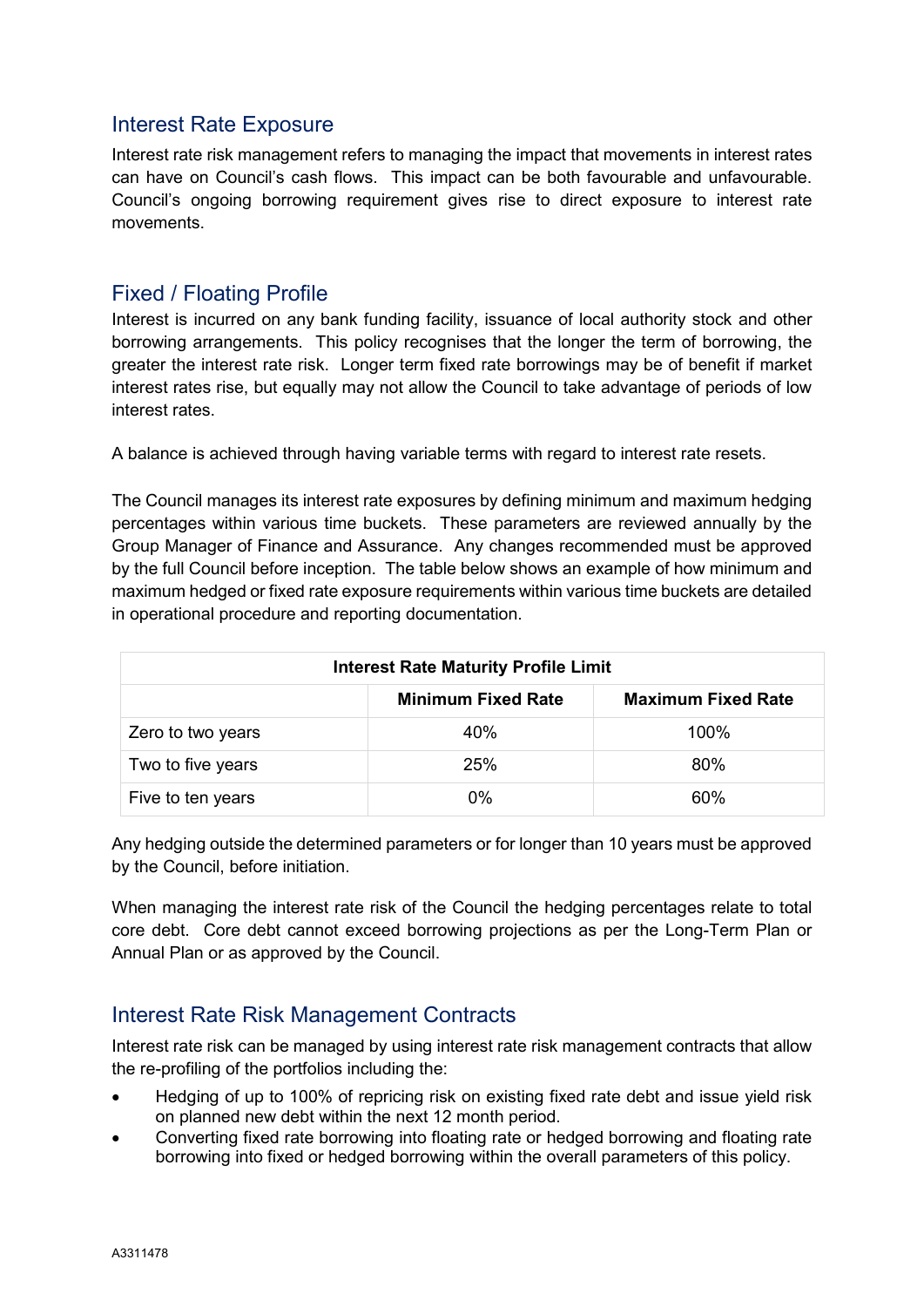## Interest Rate Exposure

Interest rate risk management refers to managing the impact that movements in interest rates can have on Council's cash flows. This impact can be both favourable and unfavourable. Council's ongoing borrowing requirement gives rise to direct exposure to interest rate movements.

## Fixed / Floating Profile

Interest is incurred on any bank funding facility, issuance of local authority stock and other borrowing arrangements. This policy recognises that the longer the term of borrowing, the greater the interest rate risk. Longer term fixed rate borrowings may be of benefit if market interest rates rise, but equally may not allow the Council to take advantage of periods of low interest rates.

A balance is achieved through having variable terms with regard to interest rate resets.

The Council manages its interest rate exposures by defining minimum and maximum hedging percentages within various time buckets. These parameters are reviewed annually by the Group Manager of Finance and Assurance. Any changes recommended must be approved by the full Council before inception. The table below shows an example of how minimum and maximum hedged or fixed rate exposure requirements within various time buckets are detailed in operational procedure and reporting documentation.

| **Interest Rate Maturity Profile Limit** | | |
|---|---|---|
| | **Minimum Fixed Rate** | **Maximum Fixed Rate** |
| Zero to two years | 40% | 100% |
| Two to five years | 25% | 80% |
| Five to ten years | 0% | 60% |

Any hedging outside the determined parameters or for longer than 10 years must be approved by the Council, before initiation.

When managing the interest rate risk of the Council the hedging percentages relate to total core debt. Core debt cannot exceed borrowing projections as per the Long-Term Plan or Annual Plan or as approved by the Council.

## Interest Rate Risk Management Contracts

Interest rate risk can be managed by using interest rate risk management contracts that allow the re-profiling of the portfolios including the:

- Hedging of up to 100% of repricing risk on existing fixed rate debt and issue yield risk on planned new debt within the next 12 month period.
- Converting fixed rate borrowing into floating rate or hedged borrowing and floating rate borrowing into fixed or hedged borrowing within the overall parameters of this policy.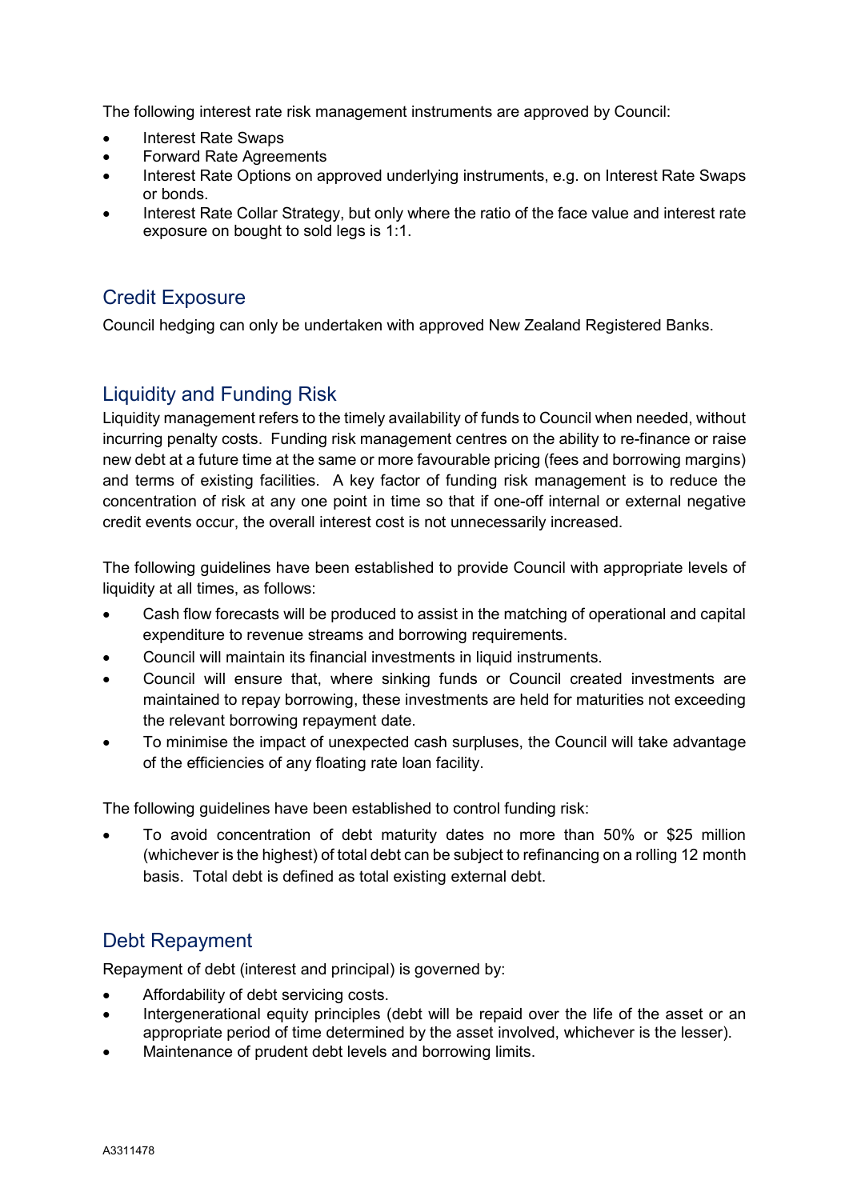The following interest rate risk management instruments are approved by Council:

- Interest Rate Swaps
- Forward Rate Agreements
- Interest Rate Options on approved underlying instruments, e.g. on Interest Rate Swaps or bonds.
- Interest Rate Collar Strategy, but only where the ratio of the face value and interest rate exposure on bought to sold legs is 1:1.

## Credit Exposure

Council hedging can only be undertaken with approved New Zealand Registered Banks.

## Liquidity and Funding Risk

Liquidity management refers to the timely availability of funds to Council when needed, without incurring penalty costs. Funding risk management centres on the ability to re-finance or raise new debt at a future time at the same or more favourable pricing (fees and borrowing margins) and terms of existing facilities. A key factor of funding risk management is to reduce the concentration of risk at any one point in time so that if one-off internal or external negative credit events occur, the overall interest cost is not unnecessarily increased.

The following guidelines have been established to provide Council with appropriate levels of liquidity at all times, as follows:

- Cash flow forecasts will be produced to assist in the matching of operational and capital expenditure to revenue streams and borrowing requirements.
- Council will maintain its financial investments in liquid instruments.
- Council will ensure that, where sinking funds or Council created investments are maintained to repay borrowing, these investments are held for maturities not exceeding the relevant borrowing repayment date.
- To minimise the impact of unexpected cash surpluses, the Council will take advantage of the efficiencies of any floating rate loan facility.

The following guidelines have been established to control funding risk:

- To avoid concentration of debt maturity dates no more than 50% or $25 million (whichever is the highest) of total debt can be subject to refinancing on a rolling 12 month basis. Total debt is defined as total existing external debt.

## Debt Repayment

Repayment of debt (interest and principal) is governed by:

- Affordability of debt servicing costs.
- Intergenerational equity principles (debt will be repaid over the life of the asset or an appropriate period of time determined by the asset involved, whichever is the lesser).
- Maintenance of prudent debt levels and borrowing limits.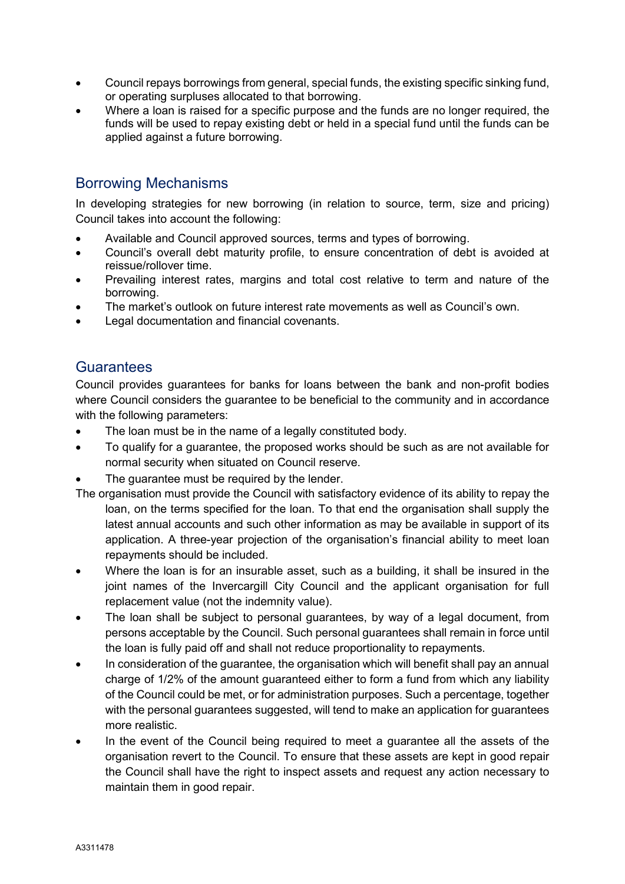- Council repays borrowings from general, special funds, the existing specific sinking fund, or operating surpluses allocated to that borrowing.
- Where a loan is raised for a specific purpose and the funds are no longer required, the funds will be used to repay existing debt or held in a special fund until the funds can be applied against a future borrowing.

## Borrowing Mechanisms

In developing strategies for new borrowing (in relation to source, term, size and pricing) Council takes into account the following:

- Available and Council approved sources, terms and types of borrowing.
- Council's overall debt maturity profile, to ensure concentration of debt is avoided at reissue/rollover time.
- Prevailing interest rates, margins and total cost relative to term and nature of the borrowing.
- The market's outlook on future interest rate movements as well as Council's own.
- Legal documentation and financial covenants.

## Guarantees

Council provides guarantees for banks for loans between the bank and non-profit bodies where Council considers the guarantee to be beneficial to the community and in accordance with the following parameters:

- The loan must be in the name of a legally constituted body.
- To qualify for a guarantee, the proposed works should be such as are not available for normal security when situated on Council reserve.
- The guarantee must be required by the lender.

The organisation must provide the Council with satisfactory evidence of its ability to repay the loan, on the terms specified for the loan. To that end the organisation shall supply the latest annual accounts and such other information as may be available in support of its application. A three-year projection of the organisation's financial ability to meet loan repayments should be included.

- Where the loan is for an insurable asset, such as a building, it shall be insured in the joint names of the Invercargill City Council and the applicant organisation for full replacement value (not the indemnity value).
- The loan shall be subject to personal guarantees, by way of a legal document, from persons acceptable by the Council. Such personal guarantees shall remain in force until the loan is fully paid off and shall not reduce proportionality to repayments.
- In consideration of the guarantee, the organisation which will benefit shall pay an annual charge of 1/2% of the amount guaranteed either to form a fund from which any liability of the Council could be met, or for administration purposes. Such a percentage, together with the personal guarantees suggested, will tend to make an application for guarantees more realistic.
- In the event of the Council being required to meet a guarantee all the assets of the organisation revert to the Council. To ensure that these assets are kept in good repair the Council shall have the right to inspect assets and request any action necessary to maintain them in good repair.

A3311478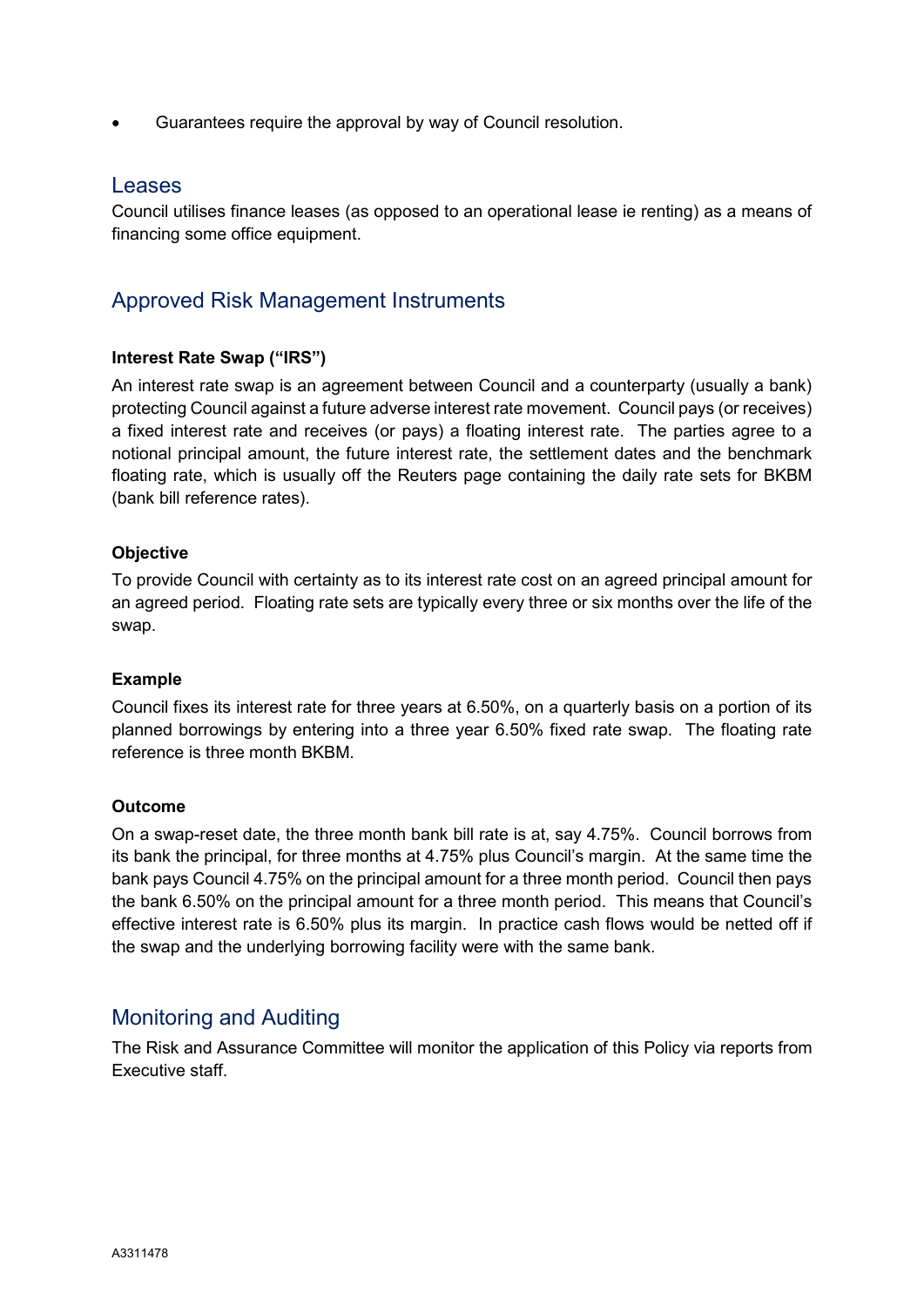- Guarantees require the approval by way of Council resolution.

## Leases

Council utilises finance leases (as opposed to an operational lease ie renting) as a means of financing some office equipment.

## Approved Risk Management Instruments

**Interest Rate Swap ("IRS")**

An interest rate swap is an agreement between Council and a counterparty (usually a bank) protecting Council against a future adverse interest rate movement. Council pays (or receives) a fixed interest rate and receives (or pays) a floating interest rate. The parties agree to a notional principal amount, the future interest rate, the settlement dates and the benchmark floating rate, which is usually off the Reuters page containing the daily rate sets for BKBM (bank bill reference rates).

**Objective**

To provide Council with certainty as to its interest rate cost on an agreed principal amount for an agreed period. Floating rate sets are typically every three or six months over the life of the swap.

**Example**

Council fixes its interest rate for three years at 6.50%, on a quarterly basis on a portion of its planned borrowings by entering into a three year 6.50% fixed rate swap. The floating rate reference is three month BKBM.

**Outcome**

On a swap-reset date, the three month bank bill rate is at, say 4.75%. Council borrows from its bank the principal, for three months at 4.75% plus Council's margin. At the same time the bank pays Council 4.75% on the principal amount for a three month period. Council then pays the bank 6.50% on the principal amount for a three month period. This means that Council's effective interest rate is 6.50% plus its margin. In practice cash flows would be netted off if the swap and the underlying borrowing facility were with the same bank.

## Monitoring and Auditing

The Risk and Assurance Committee will monitor the application of this Policy via reports from Executive staff.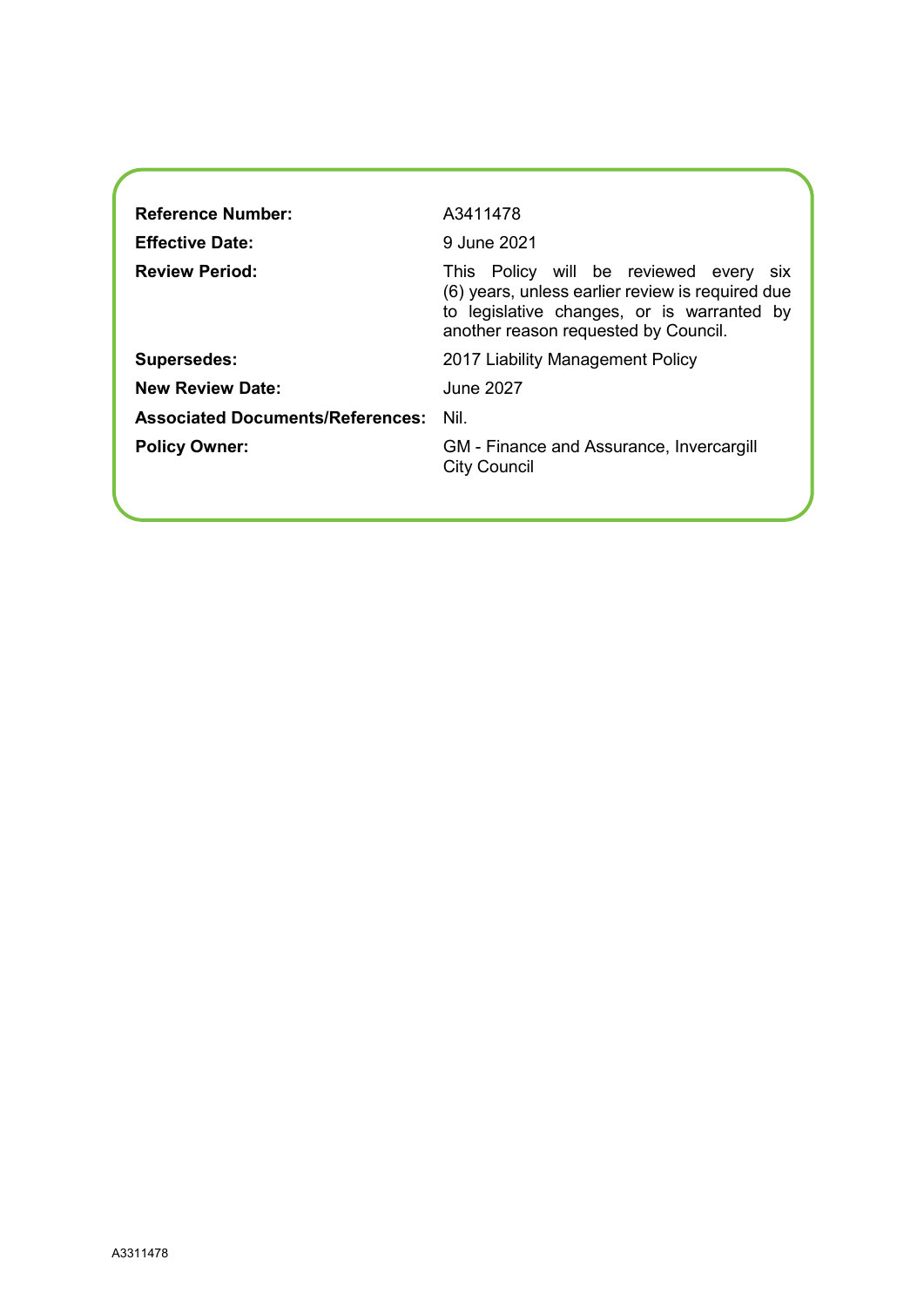| | |
|---|---|
| **Reference Number:** | A3411478 |
| **Effective Date:** | 9 June 2021 |
| **Review Period:** | This Policy will be reviewed every six (6) years, unless earlier review is required due to legislative changes, or is warranted by another reason requested by Council. |
| **Supersedes:** | 2017 Liability Management Policy |
| **New Review Date:** | June 2027 |
| **Associated Documents/References:** | Nil. |
| **Policy Owner:** | GM - Finance and Assurance, Invercargill City Council |